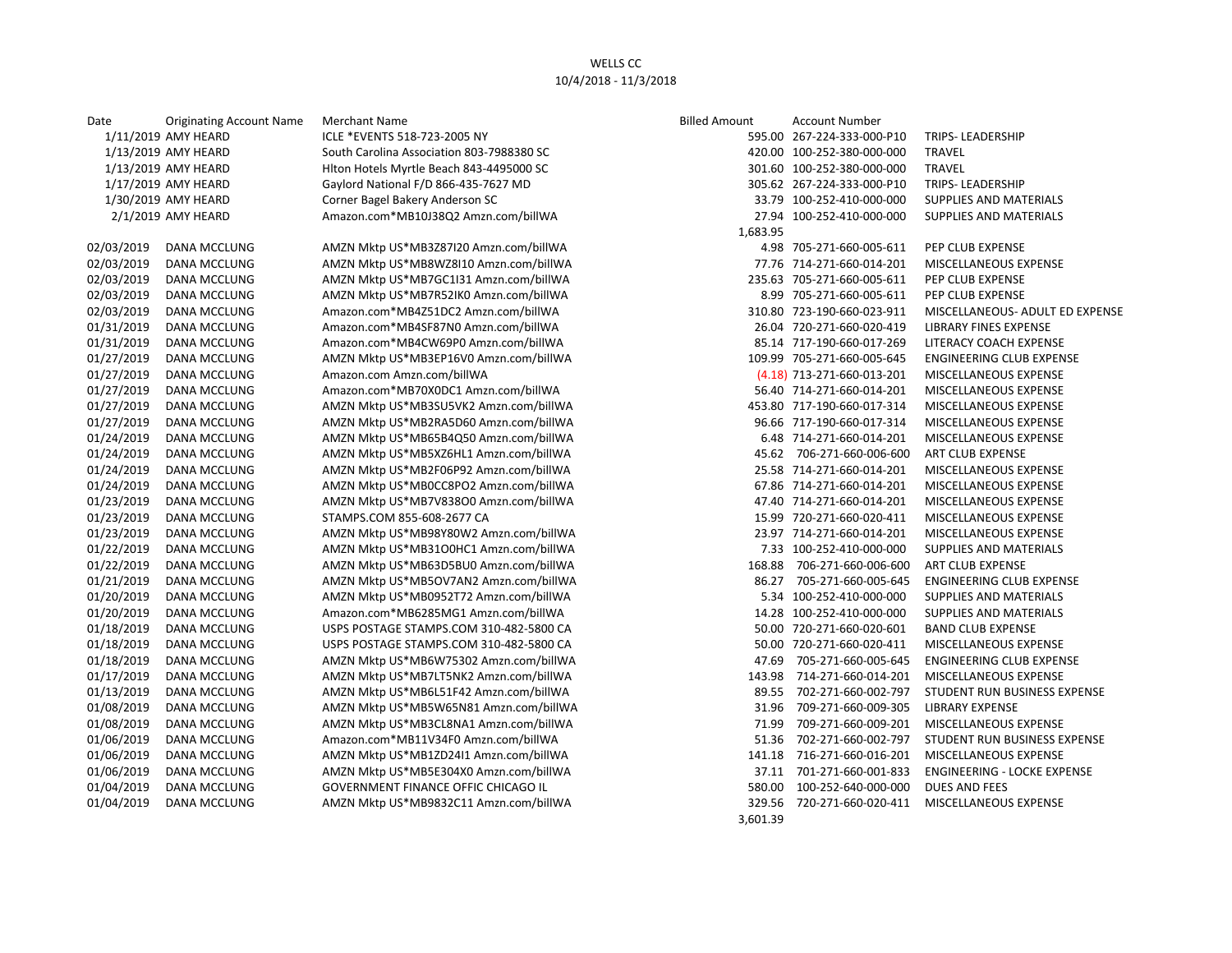WELLS CC

10/4/2018 - 11/3/2018

| Date | Originating Account Name | Merchant Name | Billed Amount | Account Number | |
|---|---|---|---|---|---|
| 1/11/2019 | AMY HEARD | ICLE *EVENTS 518-723-2005 NY | 595.00 | 267-224-333-000-P10 | TRIPS- LEADERSHIP |
| 1/13/2019 | AMY HEARD | South Carolina Association 803-7988380 SC | 420.00 | 100-252-380-000-000 | TRAVEL |
| 1/13/2019 | AMY HEARD | Hlton Hotels Myrtle Beach 843-4495000 SC | 301.60 | 100-252-380-000-000 | TRAVEL |
| 1/17/2019 | AMY HEARD | Gaylord National F/D 866-435-7627 MD | 305.62 | 267-224-333-000-P10 | TRIPS- LEADERSHIP |
| 1/30/2019 | AMY HEARD | Corner Bagel Bakery Anderson SC | 33.79 | 100-252-410-000-000 | SUPPLIES AND MATERIALS |
| 2/1/2019 | AMY HEARD | Amazon.com*MB10J38Q2 Amzn.com/billWA | 27.94 | 100-252-410-000-000 | SUPPLIES AND MATERIALS |
| | | | 1,683.95 | | |
| 02/03/2019 | DANA MCCLUNG | AMZN Mktp US*MB3Z87I20 Amzn.com/billWA | 4.98 | 705-271-660-005-611 | PEP CLUB EXPENSE |
| 02/03/2019 | DANA MCCLUNG | AMZN Mktp US*MB8WZ8I10 Amzn.com/billWA | 77.76 | 714-271-660-014-201 | MISCELLANEOUS EXPENSE |
| 02/03/2019 | DANA MCCLUNG | AMZN Mktp US*MB7GC1I31 Amzn.com/billWA | 235.63 | 705-271-660-005-611 | PEP CLUB EXPENSE |
| 02/03/2019 | DANA MCCLUNG | AMZN Mktp US*MB7R52IK0 Amzn.com/billWA | 8.99 | 705-271-660-005-611 | PEP CLUB EXPENSE |
| 02/03/2019 | DANA MCCLUNG | Amazon.com*MB4Z51DC2 Amzn.com/billWA | 310.80 | 723-190-660-023-911 | MISCELLANEOUS- ADULT ED EXPENSE |
| 01/31/2019 | DANA MCCLUNG | Amazon.com*MB4SF87N0 Amzn.com/billWA | 26.04 | 720-271-660-020-419 | LIBRARY FINES EXPENSE |
| 01/31/2019 | DANA MCCLUNG | Amazon.com*MB4CW69P0 Amzn.com/billWA | 85.14 | 717-190-660-017-269 | LITERACY COACH EXPENSE |
| 01/27/2019 | DANA MCCLUNG | AMZN Mktp US*MB3EP16V0 Amzn.com/billWA | 109.99 | 705-271-660-005-645 | ENGINEERING CLUB EXPENSE |
| 01/27/2019 | DANA MCCLUNG | Amazon.com Amzn.com/billWA | (4.18) | 713-271-660-013-201 | MISCELLANEOUS EXPENSE |
| 01/27/2019 | DANA MCCLUNG | Amazon.com*MB70X0DC1 Amzn.com/billWA | 56.40 | 714-271-660-014-201 | MISCELLANEOUS EXPENSE |
| 01/27/2019 | DANA MCCLUNG | AMZN Mktp US*MB3SU5VK2 Amzn.com/billWA | 453.80 | 717-190-660-017-314 | MISCELLANEOUS EXPENSE |
| 01/27/2019 | DANA MCCLUNG | AMZN Mktp US*MB2RA5D60 Amzn.com/billWA | 96.66 | 717-190-660-017-314 | MISCELLANEOUS EXPENSE |
| 01/24/2019 | DANA MCCLUNG | AMZN Mktp US*MB65B4Q50 Amzn.com/billWA | 6.48 | 714-271-660-014-201 | MISCELLANEOUS EXPENSE |
| 01/24/2019 | DANA MCCLUNG | AMZN Mktp US*MB5XZ6HL1 Amzn.com/billWA | 45.62 | 706-271-660-006-600 | ART CLUB EXPENSE |
| 01/24/2019 | DANA MCCLUNG | AMZN Mktp US*MB2F06P92 Amzn.com/billWA | 25.58 | 714-271-660-014-201 | MISCELLANEOUS EXPENSE |
| 01/24/2019 | DANA MCCLUNG | AMZN Mktp US*MB0CC8PO2 Amzn.com/billWA | 67.86 | 714-271-660-014-201 | MISCELLANEOUS EXPENSE |
| 01/23/2019 | DANA MCCLUNG | AMZN Mktp US*MB7V838O0 Amzn.com/billWA | 47.40 | 714-271-660-014-201 | MISCELLANEOUS EXPENSE |
| 01/23/2019 | DANA MCCLUNG | STAMPS.COM 855-608-2677 CA | 15.99 | 720-271-660-020-411 | MISCELLANEOUS EXPENSE |
| 01/23/2019 | DANA MCCLUNG | AMZN Mktp US*MB98Y80W2 Amzn.com/billWA | 23.97 | 714-271-660-014-201 | MISCELLANEOUS EXPENSE |
| 01/22/2019 | DANA MCCLUNG | AMZN Mktp US*MB31O0HC1 Amzn.com/billWA | 7.33 | 100-252-410-000-000 | SUPPLIES AND MATERIALS |
| 01/22/2019 | DANA MCCLUNG | AMZN Mktp US*MB63D5BU0 Amzn.com/billWA | 168.88 | 706-271-660-006-600 | ART CLUB EXPENSE |
| 01/21/2019 | DANA MCCLUNG | AMZN Mktp US*MB5OV7AN2 Amzn.com/billWA | 86.27 | 705-271-660-005-645 | ENGINEERING CLUB EXPENSE |
| 01/20/2019 | DANA MCCLUNG | AMZN Mktp US*MB0952T72 Amzn.com/billWA | 5.34 | 100-252-410-000-000 | SUPPLIES AND MATERIALS |
| 01/20/2019 | DANA MCCLUNG | Amazon.com*MB6285MG1 Amzn.com/billWA | 14.28 | 100-252-410-000-000 | SUPPLIES AND MATERIALS |
| 01/18/2019 | DANA MCCLUNG | USPS POSTAGE STAMPS.COM 310-482-5800 CA | 50.00 | 720-271-660-020-601 | BAND CLUB EXPENSE |
| 01/18/2019 | DANA MCCLUNG | USPS POSTAGE STAMPS.COM 310-482-5800 CA | 50.00 | 720-271-660-020-411 | MISCELLANEOUS EXPENSE |
| 01/18/2019 | DANA MCCLUNG | AMZN Mktp US*MB6W75302 Amzn.com/billWA | 47.69 | 705-271-660-005-645 | ENGINEERING CLUB EXPENSE |
| 01/17/2019 | DANA MCCLUNG | AMZN Mktp US*MB7LT5NK2 Amzn.com/billWA | 143.98 | 714-271-660-014-201 | MISCELLANEOUS EXPENSE |
| 01/13/2019 | DANA MCCLUNG | AMZN Mktp US*MB6L51F42 Amzn.com/billWA | 89.55 | 702-271-660-002-797 | STUDENT RUN BUSINESS EXPENSE |
| 01/08/2019 | DANA MCCLUNG | AMZN Mktp US*MB5W65N81 Amzn.com/billWA | 31.96 | 709-271-660-009-305 | LIBRARY EXPENSE |
| 01/08/2019 | DANA MCCLUNG | AMZN Mktp US*MB3CL8NA1 Amzn.com/billWA | 71.99 | 709-271-660-009-201 | MISCELLANEOUS EXPENSE |
| 01/06/2019 | DANA MCCLUNG | Amazon.com*MB11V34F0 Amzn.com/billWA | 51.36 | 702-271-660-002-797 | STUDENT RUN BUSINESS EXPENSE |
| 01/06/2019 | DANA MCCLUNG | AMZN Mktp US*MB1ZD24I1 Amzn.com/billWA | 141.18 | 716-271-660-016-201 | MISCELLANEOUS EXPENSE |
| 01/06/2019 | DANA MCCLUNG | AMZN Mktp US*MB5E304X0 Amzn.com/billWA | 37.11 | 701-271-660-001-833 | ENGINEERING - LOCKE EXPENSE |
| 01/04/2019 | DANA MCCLUNG | GOVERNMENT FINANCE OFFIC CHICAGO IL | 580.00 | 100-252-640-000-000 | DUES AND FEES |
| 01/04/2019 | DANA MCCLUNG | AMZN Mktp US*MB9832C11 Amzn.com/billWA | 329.56 | 720-271-660-020-411 | MISCELLANEOUS EXPENSE |
| | | | 3,601.39 | | |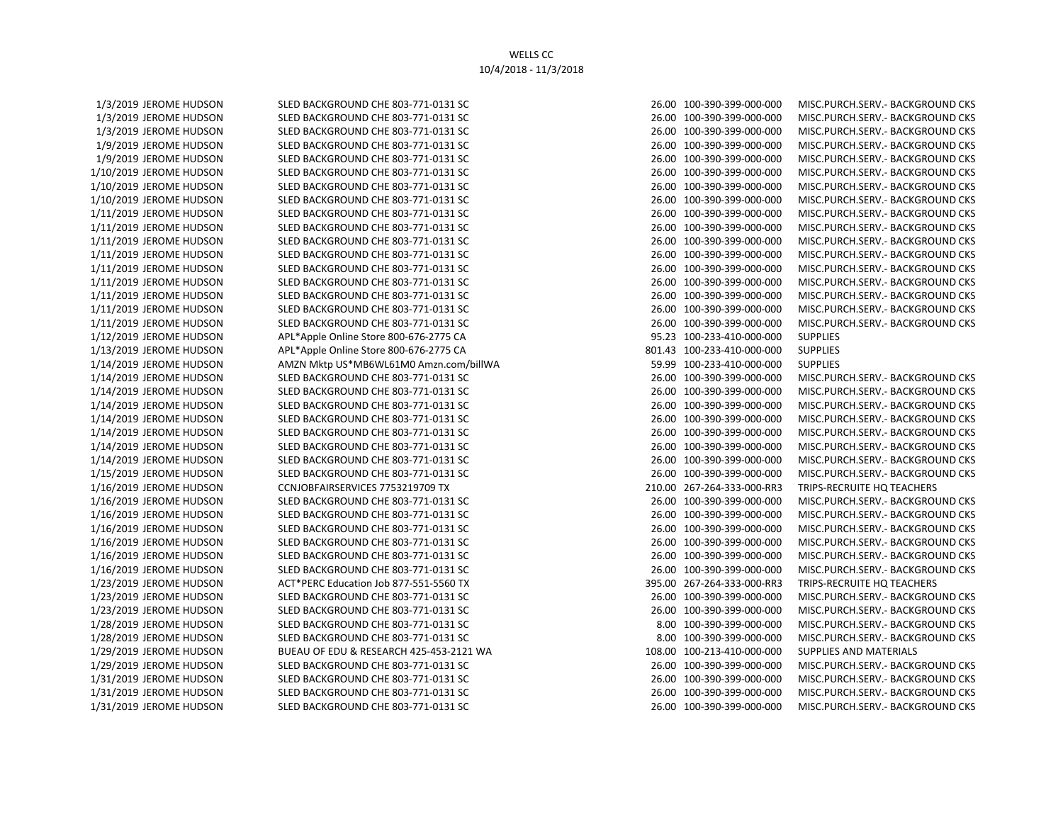WELLS CC
10/4/2018 - 11/3/2018

| Date | Name | Description | Amount | Account | Account Description |
|---|---|---|---|---|---|
| 1/3/2019 | JEROME HUDSON | SLED BACKGROUND CHE 803-771-0131 SC | 26.00 | 100-390-399-000-000 | MISC.PURCH.SERV.- BACKGROUND CKS |
| 1/3/2019 | JEROME HUDSON | SLED BACKGROUND CHE 803-771-0131 SC | 26.00 | 100-390-399-000-000 | MISC.PURCH.SERV.- BACKGROUND CKS |
| 1/3/2019 | JEROME HUDSON | SLED BACKGROUND CHE 803-771-0131 SC | 26.00 | 100-390-399-000-000 | MISC.PURCH.SERV.- BACKGROUND CKS |
| 1/9/2019 | JEROME HUDSON | SLED BACKGROUND CHE 803-771-0131 SC | 26.00 | 100-390-399-000-000 | MISC.PURCH.SERV.- BACKGROUND CKS |
| 1/9/2019 | JEROME HUDSON | SLED BACKGROUND CHE 803-771-0131 SC | 26.00 | 100-390-399-000-000 | MISC.PURCH.SERV.- BACKGROUND CKS |
| 1/10/2019 | JEROME HUDSON | SLED BACKGROUND CHE 803-771-0131 SC | 26.00 | 100-390-399-000-000 | MISC.PURCH.SERV.- BACKGROUND CKS |
| 1/10/2019 | JEROME HUDSON | SLED BACKGROUND CHE 803-771-0131 SC | 26.00 | 100-390-399-000-000 | MISC.PURCH.SERV.- BACKGROUND CKS |
| 1/10/2019 | JEROME HUDSON | SLED BACKGROUND CHE 803-771-0131 SC | 26.00 | 100-390-399-000-000 | MISC.PURCH.SERV.- BACKGROUND CKS |
| 1/11/2019 | JEROME HUDSON | SLED BACKGROUND CHE 803-771-0131 SC | 26.00 | 100-390-399-000-000 | MISC.PURCH.SERV.- BACKGROUND CKS |
| 1/11/2019 | JEROME HUDSON | SLED BACKGROUND CHE 803-771-0131 SC | 26.00 | 100-390-399-000-000 | MISC.PURCH.SERV.- BACKGROUND CKS |
| 1/11/2019 | JEROME HUDSON | SLED BACKGROUND CHE 803-771-0131 SC | 26.00 | 100-390-399-000-000 | MISC.PURCH.SERV.- BACKGROUND CKS |
| 1/11/2019 | JEROME HUDSON | SLED BACKGROUND CHE 803-771-0131 SC | 26.00 | 100-390-399-000-000 | MISC.PURCH.SERV.- BACKGROUND CKS |
| 1/11/2019 | JEROME HUDSON | SLED BACKGROUND CHE 803-771-0131 SC | 26.00 | 100-390-399-000-000 | MISC.PURCH.SERV.- BACKGROUND CKS |
| 1/11/2019 | JEROME HUDSON | SLED BACKGROUND CHE 803-771-0131 SC | 26.00 | 100-390-399-000-000 | MISC.PURCH.SERV.- BACKGROUND CKS |
| 1/11/2019 | JEROME HUDSON | SLED BACKGROUND CHE 803-771-0131 SC | 26.00 | 100-390-399-000-000 | MISC.PURCH.SERV.- BACKGROUND CKS |
| 1/11/2019 | JEROME HUDSON | SLED BACKGROUND CHE 803-771-0131 SC | 26.00 | 100-390-399-000-000 | MISC.PURCH.SERV.- BACKGROUND CKS |
| 1/11/2019 | JEROME HUDSON | SLED BACKGROUND CHE 803-771-0131 SC | 26.00 | 100-390-399-000-000 | MISC.PURCH.SERV.- BACKGROUND CKS |
| 1/12/2019 | JEROME HUDSON | APL*Apple Online Store 800-676-2775 CA | 95.23 | 100-233-410-000-000 | SUPPLIES |
| 1/13/2019 | JEROME HUDSON | APL*Apple Online Store 800-676-2775 CA | 801.43 | 100-233-410-000-000 | SUPPLIES |
| 1/14/2019 | JEROME HUDSON | AMZN Mktp US*MB6WL61M0 Amzn.com/billWA | 59.99 | 100-233-410-000-000 | SUPPLIES |
| 1/14/2019 | JEROME HUDSON | SLED BACKGROUND CHE 803-771-0131 SC | 26.00 | 100-390-399-000-000 | MISC.PURCH.SERV.- BACKGROUND CKS |
| 1/14/2019 | JEROME HUDSON | SLED BACKGROUND CHE 803-771-0131 SC | 26.00 | 100-390-399-000-000 | MISC.PURCH.SERV.- BACKGROUND CKS |
| 1/14/2019 | JEROME HUDSON | SLED BACKGROUND CHE 803-771-0131 SC | 26.00 | 100-390-399-000-000 | MISC.PURCH.SERV.- BACKGROUND CKS |
| 1/14/2019 | JEROME HUDSON | SLED BACKGROUND CHE 803-771-0131 SC | 26.00 | 100-390-399-000-000 | MISC.PURCH.SERV.- BACKGROUND CKS |
| 1/14/2019 | JEROME HUDSON | SLED BACKGROUND CHE 803-771-0131 SC | 26.00 | 100-390-399-000-000 | MISC.PURCH.SERV.- BACKGROUND CKS |
| 1/14/2019 | JEROME HUDSON | SLED BACKGROUND CHE 803-771-0131 SC | 26.00 | 100-390-399-000-000 | MISC.PURCH.SERV.- BACKGROUND CKS |
| 1/14/2019 | JEROME HUDSON | SLED BACKGROUND CHE 803-771-0131 SC | 26.00 | 100-390-399-000-000 | MISC.PURCH.SERV.- BACKGROUND CKS |
| 1/15/2019 | JEROME HUDSON | SLED BACKGROUND CHE 803-771-0131 SC | 26.00 | 100-390-399-000-000 | MISC.PURCH.SERV.- BACKGROUND CKS |
| 1/16/2019 | JEROME HUDSON | CCNJOBFAIRSERVICES 7753219709 TX | 210.00 | 267-264-333-000-RR3 | TRIPS-RECRUITE HQ TEACHERS |
| 1/16/2019 | JEROME HUDSON | SLED BACKGROUND CHE 803-771-0131 SC | 26.00 | 100-390-399-000-000 | MISC.PURCH.SERV.- BACKGROUND CKS |
| 1/16/2019 | JEROME HUDSON | SLED BACKGROUND CHE 803-771-0131 SC | 26.00 | 100-390-399-000-000 | MISC.PURCH.SERV.- BACKGROUND CKS |
| 1/16/2019 | JEROME HUDSON | SLED BACKGROUND CHE 803-771-0131 SC | 26.00 | 100-390-399-000-000 | MISC.PURCH.SERV.- BACKGROUND CKS |
| 1/16/2019 | JEROME HUDSON | SLED BACKGROUND CHE 803-771-0131 SC | 26.00 | 100-390-399-000-000 | MISC.PURCH.SERV.- BACKGROUND CKS |
| 1/16/2019 | JEROME HUDSON | SLED BACKGROUND CHE 803-771-0131 SC | 26.00 | 100-390-399-000-000 | MISC.PURCH.SERV.- BACKGROUND CKS |
| 1/16/2019 | JEROME HUDSON | SLED BACKGROUND CHE 803-771-0131 SC | 26.00 | 100-390-399-000-000 | MISC.PURCH.SERV.- BACKGROUND CKS |
| 1/23/2019 | JEROME HUDSON | ACT*PERC Education Job 877-551-5560 TX | 395.00 | 267-264-333-000-RR3 | TRIPS-RECRUITE HQ TEACHERS |
| 1/23/2019 | JEROME HUDSON | SLED BACKGROUND CHE 803-771-0131 SC | 26.00 | 100-390-399-000-000 | MISC.PURCH.SERV.- BACKGROUND CKS |
| 1/23/2019 | JEROME HUDSON | SLED BACKGROUND CHE 803-771-0131 SC | 26.00 | 100-390-399-000-000 | MISC.PURCH.SERV.- BACKGROUND CKS |
| 1/28/2019 | JEROME HUDSON | SLED BACKGROUND CHE 803-771-0131 SC | 8.00 | 100-390-399-000-000 | MISC.PURCH.SERV.- BACKGROUND CKS |
| 1/28/2019 | JEROME HUDSON | SLED BACKGROUND CHE 803-771-0131 SC | 8.00 | 100-390-399-000-000 | MISC.PURCH.SERV.- BACKGROUND CKS |
| 1/29/2019 | JEROME HUDSON | BUEAU OF EDU & RESEARCH 425-453-2121 WA | 108.00 | 100-213-410-000-000 | SUPPLIES AND MATERIALS |
| 1/29/2019 | JEROME HUDSON | SLED BACKGROUND CHE 803-771-0131 SC | 26.00 | 100-390-399-000-000 | MISC.PURCH.SERV.- BACKGROUND CKS |
| 1/31/2019 | JEROME HUDSON | SLED BACKGROUND CHE 803-771-0131 SC | 26.00 | 100-390-399-000-000 | MISC.PURCH.SERV.- BACKGROUND CKS |
| 1/31/2019 | JEROME HUDSON | SLED BACKGROUND CHE 803-771-0131 SC | 26.00 | 100-390-399-000-000 | MISC.PURCH.SERV.- BACKGROUND CKS |
| 1/31/2019 | JEROME HUDSON | SLED BACKGROUND CHE 803-771-0131 SC | 26.00 | 100-390-399-000-000 | MISC.PURCH.SERV.- BACKGROUND CKS |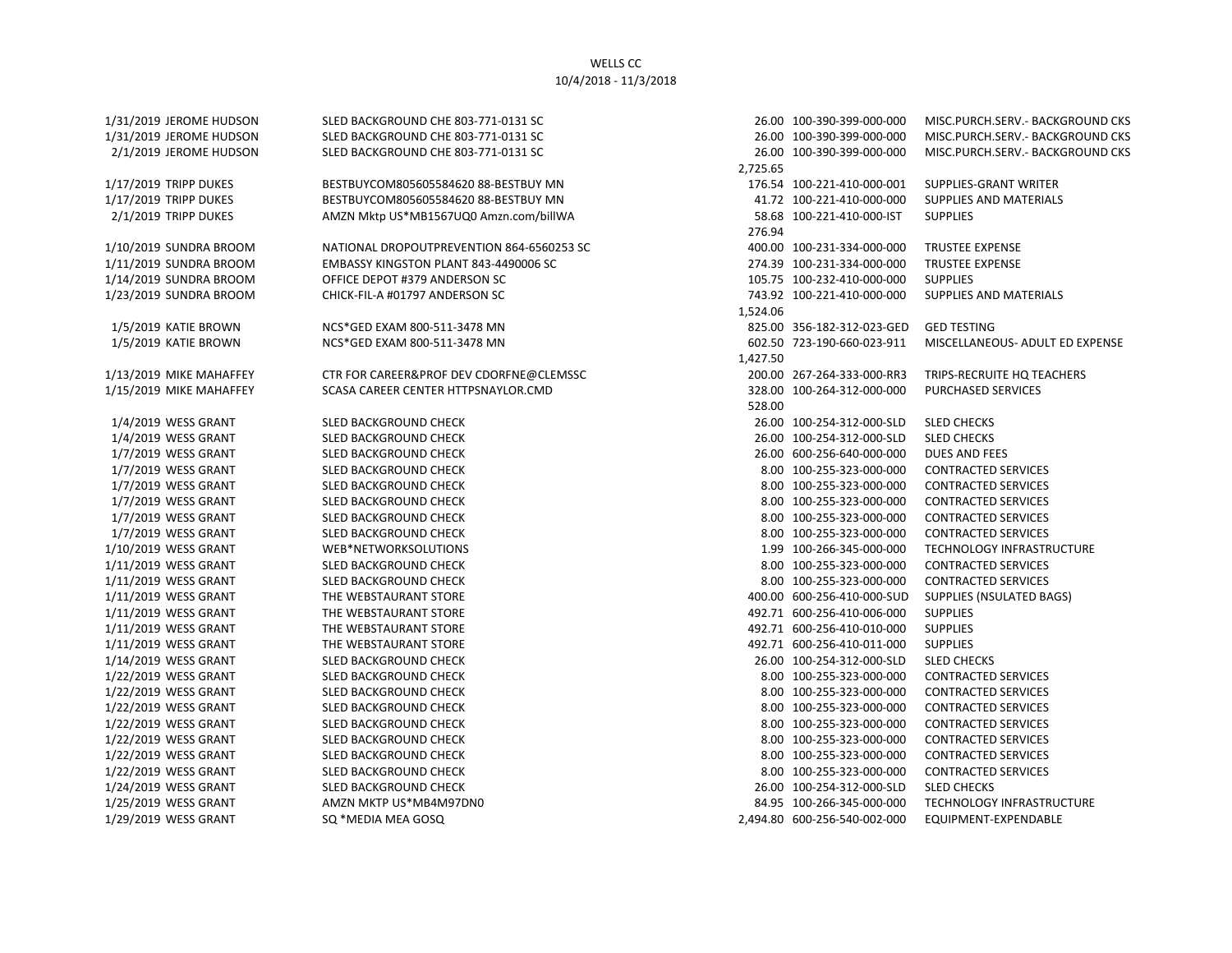WELLS CC
10/4/2018 - 11/3/2018

| Date | Name | Merchant | Amount | Account | Description |
|---|---|---|---|---|---|
| 1/31/2019 | JEROME HUDSON | SLED BACKGROUND CHE 803-771-0131 SC | 26.00 | 100-390-399-000-000 | MISC.PURCH.SERV.- BACKGROUND CKS |
| 1/31/2019 | JEROME HUDSON | SLED BACKGROUND CHE 803-771-0131 SC | 26.00 | 100-390-399-000-000 | MISC.PURCH.SERV.- BACKGROUND CKS |
| 2/1/2019 | JEROME HUDSON | SLED BACKGROUND CHE 803-771-0131 SC | 26.00 | 100-390-399-000-000 | MISC.PURCH.SERV.- BACKGROUND CKS |
| | | | 2,725.65 | | |
| 1/17/2019 | TRIPP DUKES | BESTBUYCOM805605584620 88-BESTBUY MN | 176.54 | 100-221-410-000-001 | SUPPLIES-GRANT WRITER |
| 1/17/2019 | TRIPP DUKES | BESTBUYCOM805605584620 88-BESTBUY MN | 41.72 | 100-221-410-000-000 | SUPPLIES AND MATERIALS |
| 2/1/2019 | TRIPP DUKES | AMZN Mktp US*MB1567UQ0 Amzn.com/billWA | 58.68 | 100-221-410-000-IST | SUPPLIES |
| | | | 276.94 | | |
| 1/10/2019 | SUNDRA BROOM | NATIONAL DROPOUTPREVENTION 864-6560253 SC | 400.00 | 100-231-334-000-000 | TRUSTEE EXPENSE |
| 1/11/2019 | SUNDRA BROOM | EMBASSY KINGSTON PLANT 843-4490006 SC | 274.39 | 100-231-334-000-000 | TRUSTEE EXPENSE |
| 1/14/2019 | SUNDRA BROOM | OFFICE DEPOT #379 ANDERSON SC | 105.75 | 100-232-410-000-000 | SUPPLIES |
| 1/23/2019 | SUNDRA BROOM | CHICK-FIL-A #01797 ANDERSON SC | 743.92 | 100-221-410-000-000 | SUPPLIES AND MATERIALS |
| | | | 1,524.06 | | |
| 1/5/2019 | KATIE BROWN | NCS*GED EXAM 800-511-3478 MN | 825.00 | 356-182-312-023-GED | GED TESTING |
| 1/5/2019 | KATIE BROWN | NCS*GED EXAM 800-511-3478 MN | 602.50 | 723-190-660-023-911 | MISCELLANEOUS- ADULT ED EXPENSE |
| | | | 1,427.50 | | |
| 1/13/2019 | MIKE MAHAFFEY | CTR FOR CAREER&PROF DEV CDORFNE@CLEMSSC | 200.00 | 267-264-333-000-RR3 | TRIPS-RECRUITE HQ TEACHERS |
| 1/15/2019 | MIKE MAHAFFEY | SCASA CAREER CENTER HTTPSNAYLOR.CMD | 328.00 | 100-264-312-000-000 | PURCHASED SERVICES |
| | | | 528.00 | | |
| 1/4/2019 | WESS GRANT | SLED BACKGROUND CHECK | 26.00 | 100-254-312-000-SLD | SLED CHECKS |
| 1/4/2019 | WESS GRANT | SLED BACKGROUND CHECK | 26.00 | 100-254-312-000-SLD | SLED CHECKS |
| 1/7/2019 | WESS GRANT | SLED BACKGROUND CHECK | 26.00 | 600-256-640-000-000 | DUES AND FEES |
| 1/7/2019 | WESS GRANT | SLED BACKGROUND CHECK | 8.00 | 100-255-323-000-000 | CONTRACTED SERVICES |
| 1/7/2019 | WESS GRANT | SLED BACKGROUND CHECK | 8.00 | 100-255-323-000-000 | CONTRACTED SERVICES |
| 1/7/2019 | WESS GRANT | SLED BACKGROUND CHECK | 8.00 | 100-255-323-000-000 | CONTRACTED SERVICES |
| 1/7/2019 | WESS GRANT | SLED BACKGROUND CHECK | 8.00 | 100-255-323-000-000 | CONTRACTED SERVICES |
| 1/7/2019 | WESS GRANT | SLED BACKGROUND CHECK | 8.00 | 100-255-323-000-000 | CONTRACTED SERVICES |
| 1/10/2019 | WESS GRANT | WEB*NETWORKSOLUTIONS | 1.99 | 100-266-345-000-000 | TECHNOLOGY INFRASTRUCTURE |
| 1/11/2019 | WESS GRANT | SLED BACKGROUND CHECK | 8.00 | 100-255-323-000-000 | CONTRACTED SERVICES |
| 1/11/2019 | WESS GRANT | SLED BACKGROUND CHECK | 8.00 | 100-255-323-000-000 | CONTRACTED SERVICES |
| 1/11/2019 | WESS GRANT | THE WEBSTAURANT STORE | 400.00 | 600-256-410-000-SUD | SUPPLIES (NSULATED BAGS) |
| 1/11/2019 | WESS GRANT | THE WEBSTAURANT STORE | 492.71 | 600-256-410-006-000 | SUPPLIES |
| 1/11/2019 | WESS GRANT | THE WEBSTAURANT STORE | 492.71 | 600-256-410-010-000 | SUPPLIES |
| 1/11/2019 | WESS GRANT | THE WEBSTAURANT STORE | 492.71 | 600-256-410-011-000 | SUPPLIES |
| 1/14/2019 | WESS GRANT | SLED BACKGROUND CHECK | 26.00 | 100-254-312-000-SLD | SLED CHECKS |
| 1/22/2019 | WESS GRANT | SLED BACKGROUND CHECK | 8.00 | 100-255-323-000-000 | CONTRACTED SERVICES |
| 1/22/2019 | WESS GRANT | SLED BACKGROUND CHECK | 8.00 | 100-255-323-000-000 | CONTRACTED SERVICES |
| 1/22/2019 | WESS GRANT | SLED BACKGROUND CHECK | 8.00 | 100-255-323-000-000 | CONTRACTED SERVICES |
| 1/22/2019 | WESS GRANT | SLED BACKGROUND CHECK | 8.00 | 100-255-323-000-000 | CONTRACTED SERVICES |
| 1/22/2019 | WESS GRANT | SLED BACKGROUND CHECK | 8.00 | 100-255-323-000-000 | CONTRACTED SERVICES |
| 1/22/2019 | WESS GRANT | SLED BACKGROUND CHECK | 8.00 | 100-255-323-000-000 | CONTRACTED SERVICES |
| 1/22/2019 | WESS GRANT | SLED BACKGROUND CHECK | 8.00 | 100-255-323-000-000 | CONTRACTED SERVICES |
| 1/24/2019 | WESS GRANT | SLED BACKGROUND CHECK | 26.00 | 100-254-312-000-SLD | SLED CHECKS |
| 1/25/2019 | WESS GRANT | AMZN MKTP US*MB4M97DN0 | 84.95 | 100-266-345-000-000 | TECHNOLOGY INFRASTRUCTURE |
| 1/29/2019 | WESS GRANT | SQ *MEDIA MEA GOSQ | 2,494.80 | 600-256-540-002-000 | EQUIPMENT-EXPENDABLE |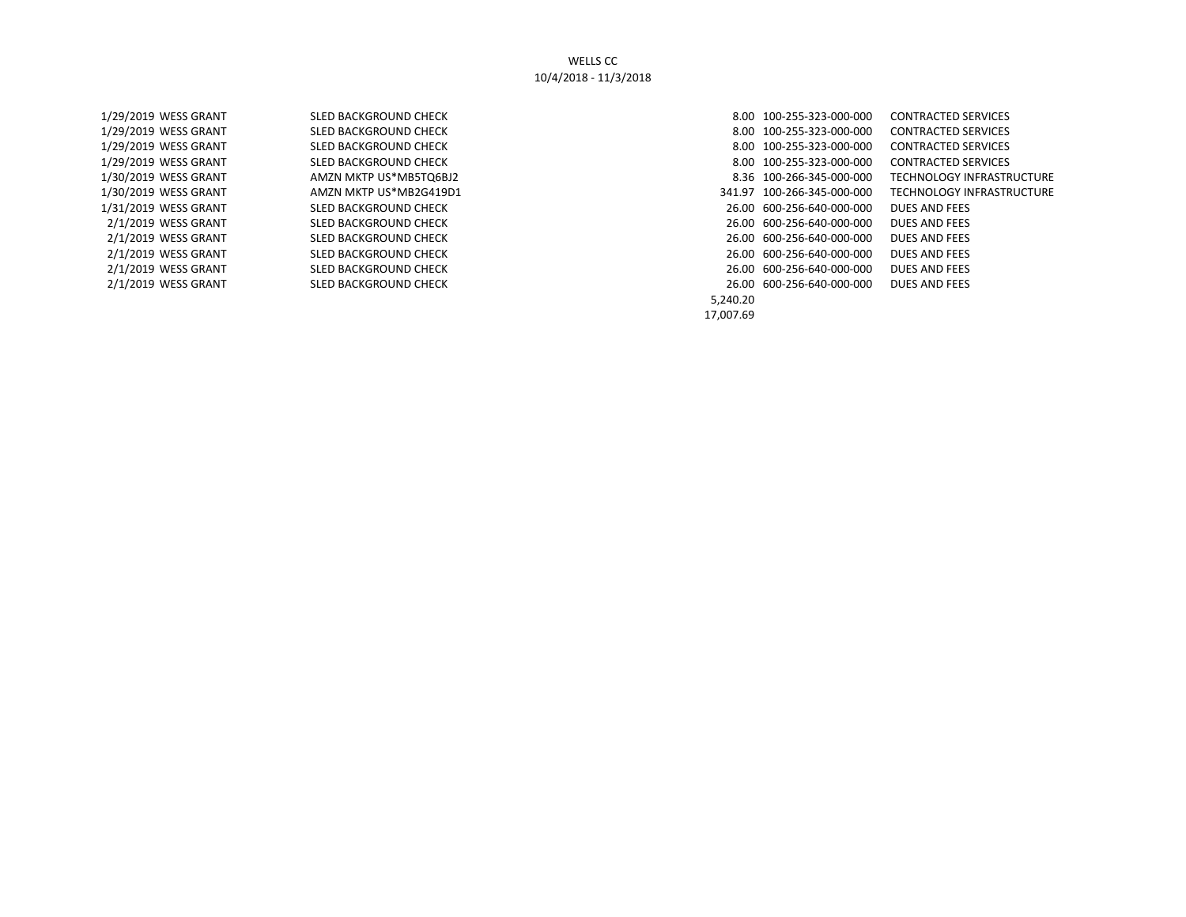WELLS CC
10/4/2018 - 11/3/2018

| | | | | | |
|---|---|---|---|---|---|
| 1/29/2019 | WESS GRANT | SLED BACKGROUND CHECK | 8.00 | 100-255-323-000-000 | CONTRACTED SERVICES |
| 1/29/2019 | WESS GRANT | SLED BACKGROUND CHECK | 8.00 | 100-255-323-000-000 | CONTRACTED SERVICES |
| 1/29/2019 | WESS GRANT | SLED BACKGROUND CHECK | 8.00 | 100-255-323-000-000 | CONTRACTED SERVICES |
| 1/29/2019 | WESS GRANT | SLED BACKGROUND CHECK | 8.00 | 100-255-323-000-000 | CONTRACTED SERVICES |
| 1/30/2019 | WESS GRANT | AMZN MKTP US*MB5TQ6BJ2 | 8.36 | 100-266-345-000-000 | TECHNOLOGY INFRASTRUCTURE |
| 1/30/2019 | WESS GRANT | AMZN MKTP US*MB2G419D1 | 341.97 | 100-266-345-000-000 | TECHNOLOGY INFRASTRUCTURE |
| 1/31/2019 | WESS GRANT | SLED BACKGROUND CHECK | 26.00 | 600-256-640-000-000 | DUES AND FEES |
| 2/1/2019 | WESS GRANT | SLED BACKGROUND CHECK | 26.00 | 600-256-640-000-000 | DUES AND FEES |
| 2/1/2019 | WESS GRANT | SLED BACKGROUND CHECK | 26.00 | 600-256-640-000-000 | DUES AND FEES |
| 2/1/2019 | WESS GRANT | SLED BACKGROUND CHECK | 26.00 | 600-256-640-000-000 | DUES AND FEES |
| 2/1/2019 | WESS GRANT | SLED BACKGROUND CHECK | 26.00 | 600-256-640-000-000 | DUES AND FEES |
| 2/1/2019 | WESS GRANT | SLED BACKGROUND CHECK | 26.00 | 600-256-640-000-000 | DUES AND FEES |
| | | | 5,240.20 | | |
| | | | 17,007.69 | | |